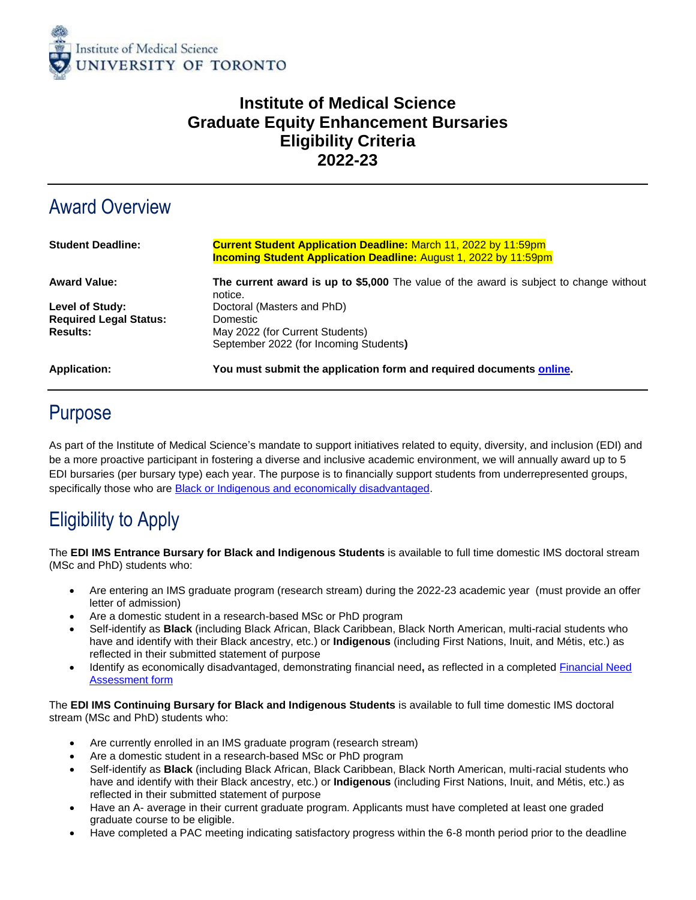Institute of Medical Science
UNIVERSITY OF TORONTO

# Institute of Medical Science
# Graduate Equity Enhancement Bursaries
# Eligibility Criteria
# 2022-23

## Award Overview

| | |
|---|---|
| **Student Deadline:** | **Current Student Application Deadline:** March 11, 2022 by 11:59pm<br>**Incoming Student Application Deadline:** August 1, 2022 by 11:59pm |
| **Award Value:** | **The current award is up to $5,000** The value of the award is subject to change without notice. |
| **Level of Study:** | Doctoral (Masters and PhD) |
| **Required Legal Status:** | Domestic |
| **Results:** | May 2022 (for Current Students)<br>September 2022 (for Incoming Students**)** |
| **Application:** | **You must submit the application form and required documents online.** |

## Purpose

As part of the Institute of Medical Science's mandate to support initiatives related to equity, diversity, and inclusion (EDI) and be a more proactive participant in fostering a diverse and inclusive academic environment, we will annually award up to 5 EDI bursaries (per bursary type) each year. The purpose is to financially support students from underrepresented groups, specifically those who are Black or Indigenous and economically disadvantaged.

## Eligibility to Apply

The **EDI IMS Entrance Bursary for Black and Indigenous Students** is available to full time domestic IMS doctoral stream (MSc and PhD) students who:

- Are entering an IMS graduate program (research stream) during the 2022-23 academic year (must provide an offer letter of admission)
- Are a domestic student in a research-based MSc or PhD program
- Self-identify as **Black** (including Black African, Black Caribbean, Black North American, multi-racial students who have and identify with their Black ancestry, etc.) or **Indigenous** (including First Nations, Inuit, and Métis, etc.) as reflected in their submitted statement of purpose
- Identify as economically disadvantaged, demonstrating financial need**,** as reflected in a completed Financial Need Assessment form

The **EDI IMS Continuing Bursary for Black and Indigenous Students** is available to full time domestic IMS doctoral stream (MSc and PhD) students who:

- Are currently enrolled in an IMS graduate program (research stream)
- Are a domestic student in a research-based MSc or PhD program
- Self-identify as **Black** (including Black African, Black Caribbean, Black North American, multi-racial students who have and identify with their Black ancestry, etc.) or **Indigenous** (including First Nations, Inuit, and Métis, etc.) as reflected in their submitted statement of purpose
- Have an A- average in their current graduate program. Applicants must have completed at least one graded graduate course to be eligible.
- Have completed a PAC meeting indicating satisfactory progress within the 6-8 month period prior to the deadline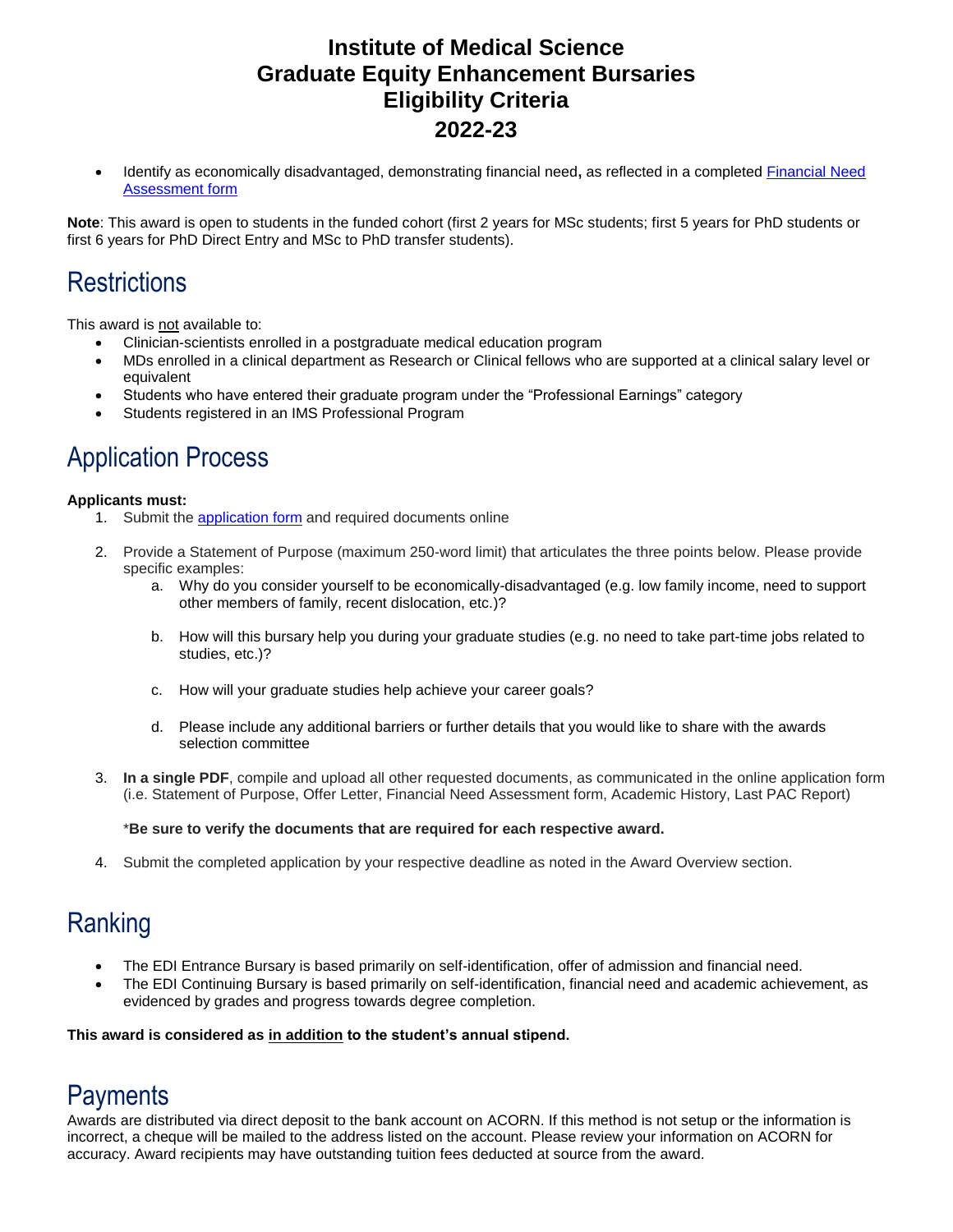# Institute of Medical Science
# Graduate Equity Enhancement Bursaries
# Eligibility Criteria
# 2022-23

- Identify as economically disadvantaged, demonstrating financial need**,** as reflected in a completed [Financial Need Assessment form]

**Note**: This award is open to students in the funded cohort (first 2 years for MSc students; first 5 years for PhD students or first 6 years for PhD Direct Entry and MSc to PhD transfer students).

## Restrictions

This award is not available to:

- Clinician-scientists enrolled in a postgraduate medical education program
- MDs enrolled in a clinical department as Research or Clinical fellows who are supported at a clinical salary level or equivalent
- Students who have entered their graduate program under the "Professional Earnings" category
- Students registered in an IMS Professional Program

## Application Process

**Applicants must:**

1. Submit the [application form] and required documents online
2. Provide a Statement of Purpose (maximum 250-word limit) that articulates the three points below. Please provide specific examples:
    a. Why do you consider yourself to be economically-disadvantaged (e.g. low family income, need to support other members of family, recent dislocation, etc.)?
    b. How will this bursary help you during your graduate studies (e.g. no need to take part-time jobs related to studies, etc.)?
    c. How will your graduate studies help achieve your career goals?
    d. Please include any additional barriers or further details that you would like to share with the awards selection committee
3. **In a single PDF**, compile and upload all other requested documents, as communicated in the online application form (i.e. Statement of Purpose, Offer Letter, Financial Need Assessment form, Academic History, Last PAC Report)

    \***Be sure to verify the documents that are required for each respective award.**
4. Submit the completed application by your respective deadline as noted in the Award Overview section.

## Ranking

- The EDI Entrance Bursary is based primarily on self-identification, offer of admission and financial need.
- The EDI Continuing Bursary is based primarily on self-identification, financial need and academic achievement, as evidenced by grades and progress towards degree completion.

**This award is considered as in addition to the student's annual stipend.**

## Payments

Awards are distributed via direct deposit to the bank account on ACORN. If this method is not setup or the information is incorrect, a cheque will be mailed to the address listed on the account. Please review your information on ACORN for accuracy. Award recipients may have outstanding tuition fees deducted at source from the award.